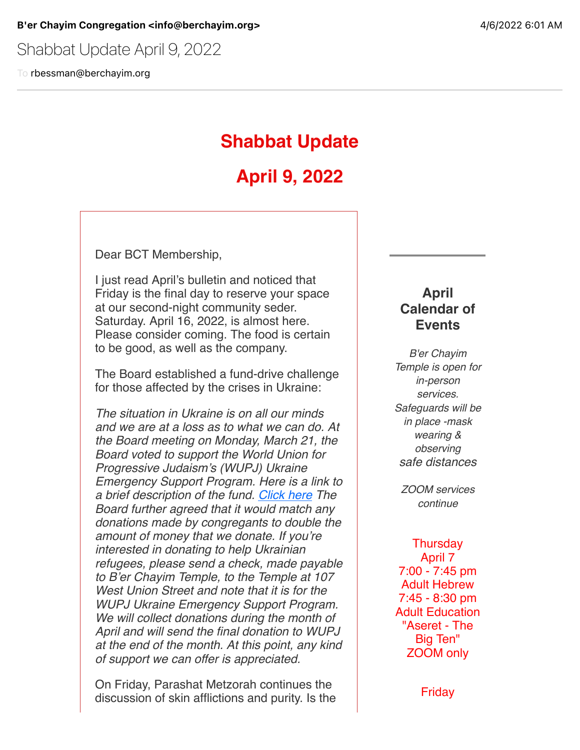**B'er Chayim Congregation <info@berchayim.org>** 4/6/2022 6:01 AM

Shabbat Update April 9, 2022

To rbessman@berchayim.org

# Shabbat Update

# April 9, 2022

Dear BCT Membership,

I just read April's bulletin and noticed that Friday is the final day to reserve your space at our second-night community seder. Saturday. April 16, 2022, is almost here. Please consider coming. The food is certain to be good, as well as the company.

The Board established a fund-drive challenge for those affected by the crises in Ukraine:

*The situation in Ukraine is on all our minds and we are at a loss as to what we can do. At the Board meeting on Monday, March 21, the Board voted to support the World Union for Progressive Judaism's (WUPJ) Ukraine Emergency Support Program. Here is a link to a brief description of the fund. [Click here](#) The Board further agreed that it would match any donations made by congregants to double the amount of money that we donate. If you're interested in donating to help Ukrainian refugees, please send a check, made payable to B'er Chayim Temple, to the Temple at 107 West Union Street and note that it is for the WUPJ Ukraine Emergency Support Program. We will collect donations during the month of April and will send the final donation to WUPJ at the end of the month. At this point, any kind of support we can offer is appreciated.*

On Friday, Parashat Metzorah continues the discussion of skin afflictions and purity. Is the

---

### April Calendar of Events

*B'er Chayim Temple is open for in-person services. Safeguards will be in place -mask wearing & observing safe distances*

*ZOOM services continue*

Thursday
April 7
7:00 - 7:45 pm
Adult Hebrew
7:45 - 8:30 pm
Adult Education
"Aseret - The Big Ten"
ZOOM only

Friday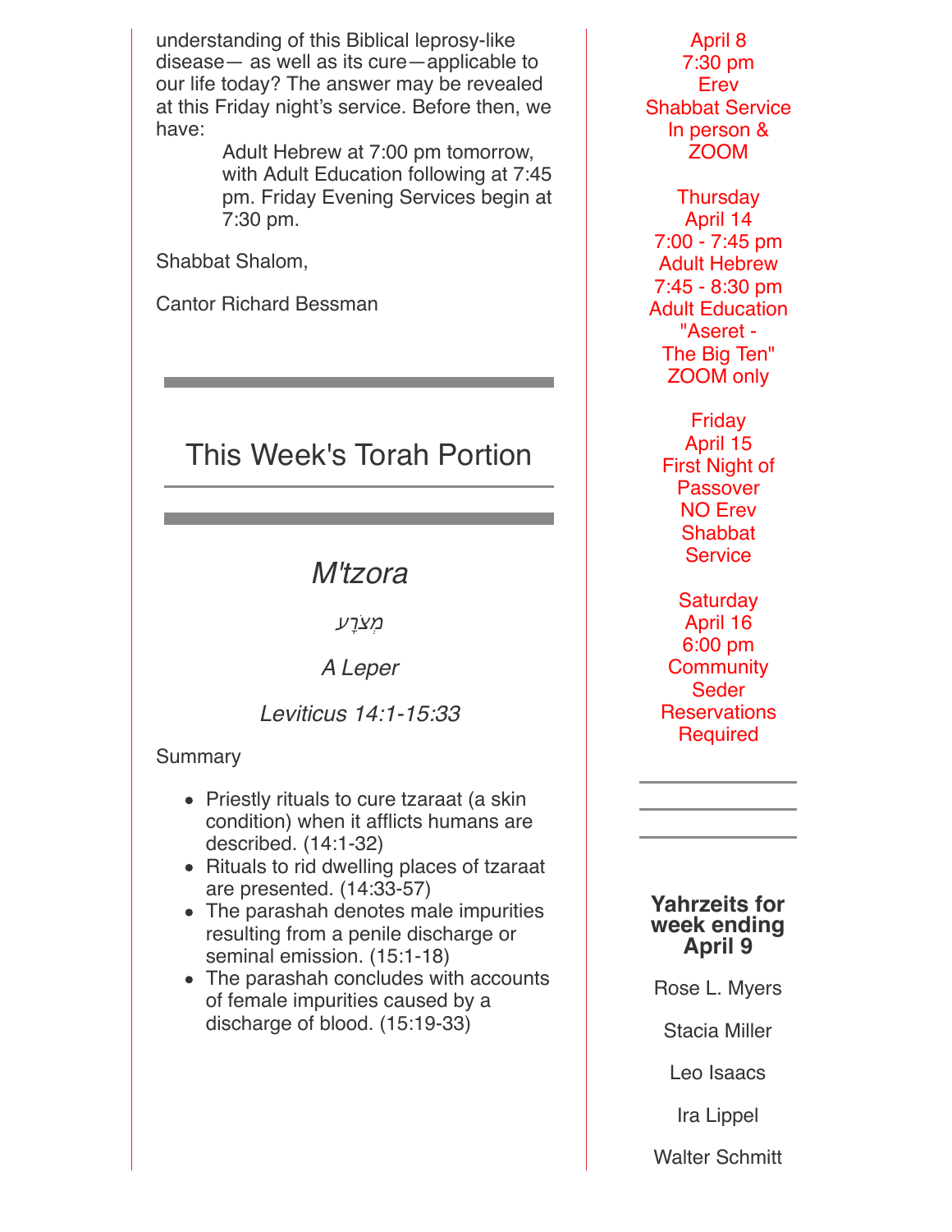understanding of this Biblical leprosy-like disease— as well as its cure—applicable to our life today? The answer may be revealed at this Friday night's service. Before then, we have:

> Adult Hebrew at 7:00 pm tomorrow, with Adult Education following at 7:45 pm. Friday Evening Services begin at 7:30 pm.

Shabbat Shalom,

Cantor Richard Bessman

---

## This Week's Torah Portion

---

### *M'tzora*

*מְצֹרָע*

*A Leper*

*Leviticus 14:1-15:33*

Summary

- Priestly rituals to cure tzaraat (a skin condition) when it afflicts humans are described. (14:1-32)
- Rituals to rid dwelling places of tzaraat are presented. (14:33-57)
- The parashah denotes male impurities resulting from a penile discharge or seminal emission. (15:1-18)
- The parashah concludes with accounts of female impurities caused by a discharge of blood. (15:19-33)

April 8
7:30 pm
Erev
Shabbat Service
In person &
ZOOM

Thursday
April 14
7:00 - 7:45 pm
Adult Hebrew
7:45 - 8:30 pm
Adult Education
"Aseret -
The Big Ten"
ZOOM only

Friday
April 15
First Night of
Passover
NO Erev
Shabbat
Service

Saturday
April 16
6:00 pm
Community
Seder
Reservations
Required

---

**Yahrzeits for week ending April 9**

Rose L. Myers

Stacia Miller

Leo Isaacs

Ira Lippel

Walter Schmitt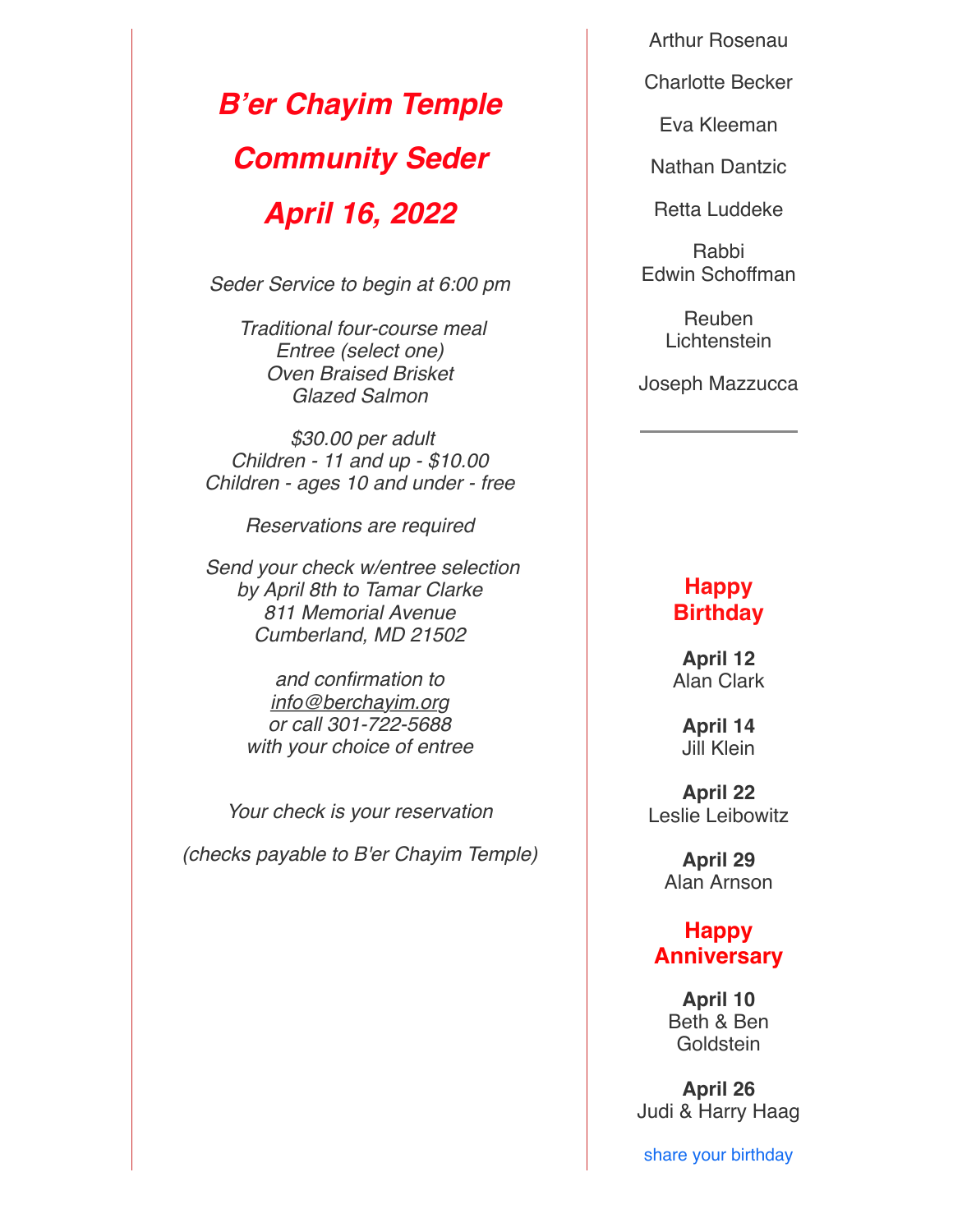# *B'er Chayim Temple*

# *Community Seder*

# *April 16, 2022*

*Seder Service to begin at 6:00 pm*

*Traditional four-course meal*
*Entree (select one)*
*Oven Braised Brisket*
*Glazed Salmon*

*$30.00 per adult*
*Children - 11 and up - $10.00*
*Children - ages 10 and under - free*

*Reservations are required*

*Send your check w/entree selection*
*by April 8th to Tamar Clarke*
*811 Memorial Avenue*
*Cumberland, MD 21502*

*and confirmation to*
*info@berchayim.org*
*or call 301-722-5688*
*with your choice of entree*

*Your check is your reservation*

*(checks payable to B'er Chayim Temple)*

Arthur Rosenau

Charlotte Becker

Eva Kleeman

Nathan Dantzic

Retta Luddeke

Rabbi Edwin Schoffman

Reuben Lichtenstein

Joseph Mazzucca

---

## Happy Birthday

**April 12**
Alan Clark

**April 14**
Jill Klein

**April 22**
Leslie Leibowitz

**April 29**
Alan Arnson

## Happy Anniversary

**April 10**
Beth & Ben Goldstein

**April 26**
Judi & Harry Haag

share your birthday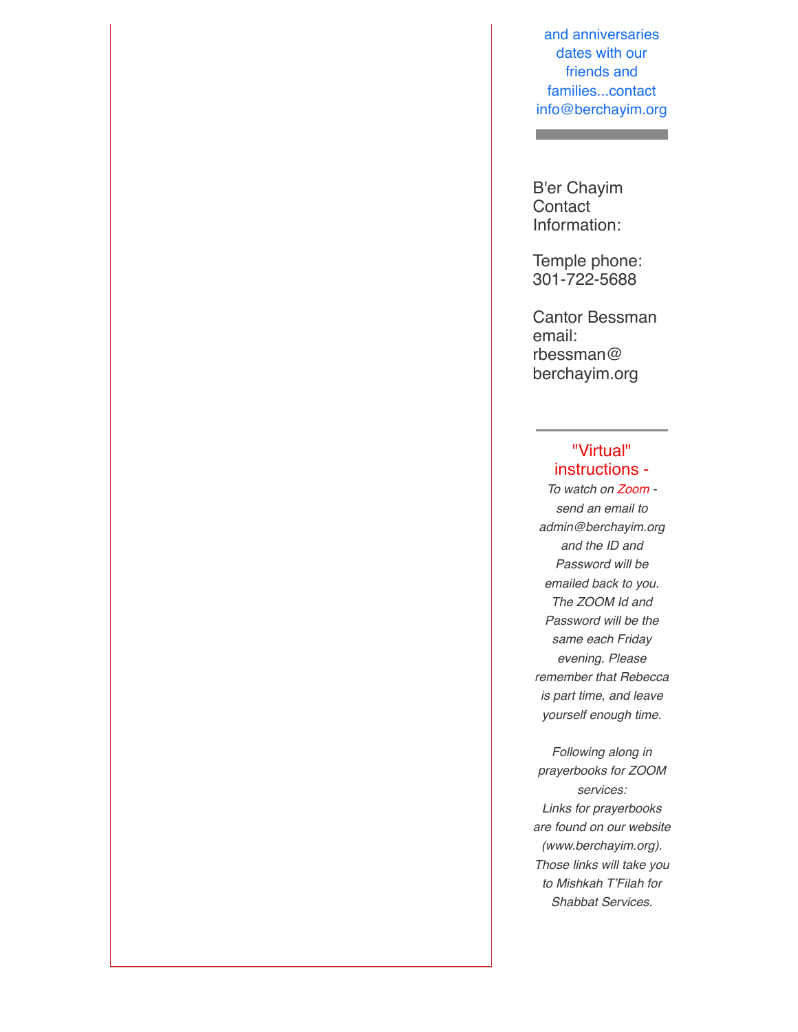and anniversaries dates with our friends and families...contact info@berchayim.org

---

B'er Chayim Contact Information:

Temple phone: 301-722-5688

Cantor Bessman email: rbessman@berchayim.org

---

"Virtual" instructions -

*To watch on Zoom - send an email to admin@berchayim.org and the ID and Password will be emailed back to you. The ZOOM Id and Password will be the same each Friday evening. Please remember that Rebecca is part time, and leave yourself enough time.*

*Following along in prayerbooks for ZOOM services:*
*Links for prayerbooks are found on our website (www.berchayim.org). Those links will take you to Mishkah T'Filah for Shabbat Services.*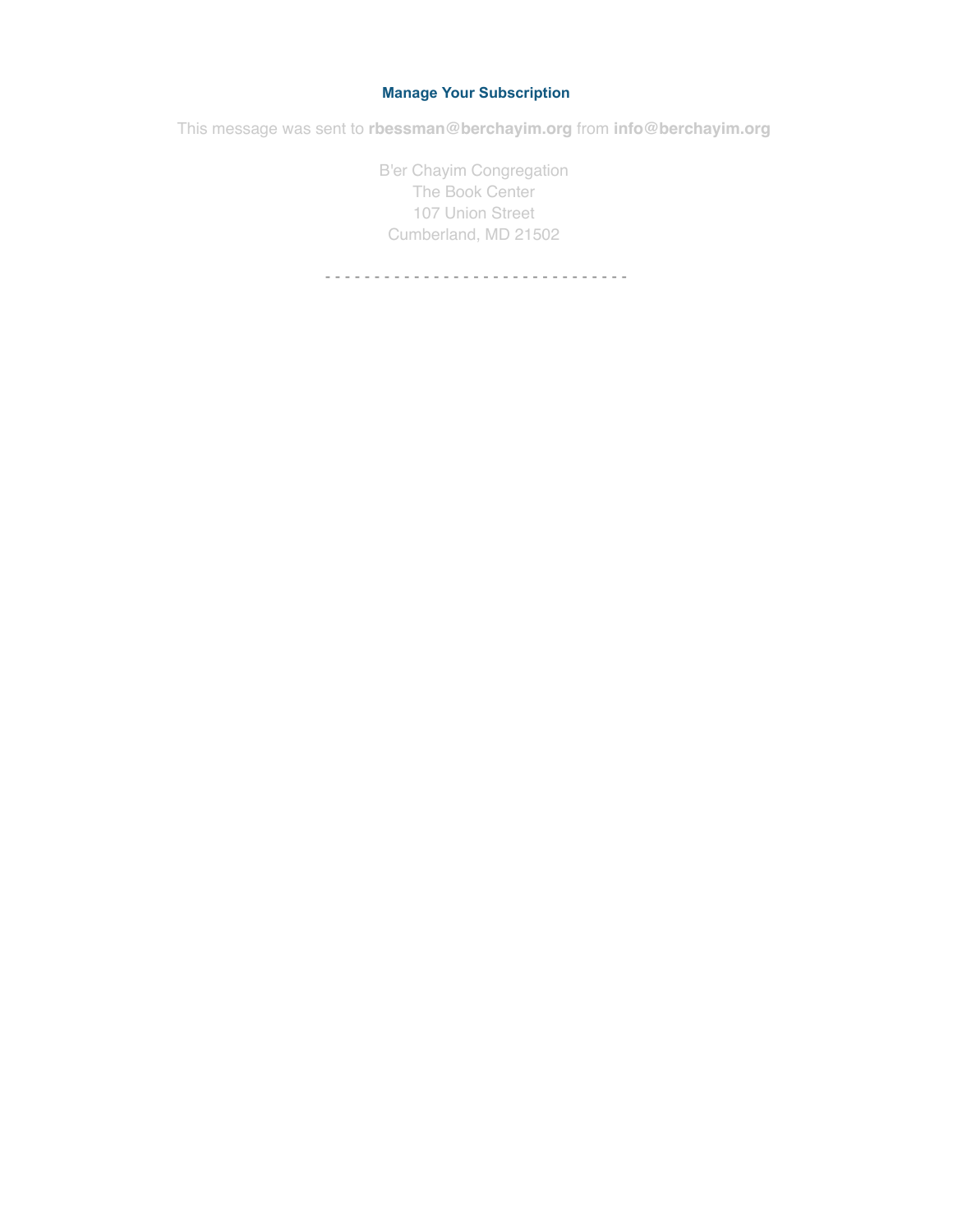**Manage Your Subscription**

This message was sent to **rbessman@berchayim.org** from **info@berchayim.org**

B'er Chayim Congregation
The Book Center
107 Union Street
Cumberland, MD 21502

- - - - - - - - - - - - - - - - - - - - - - - - - - - - - - -